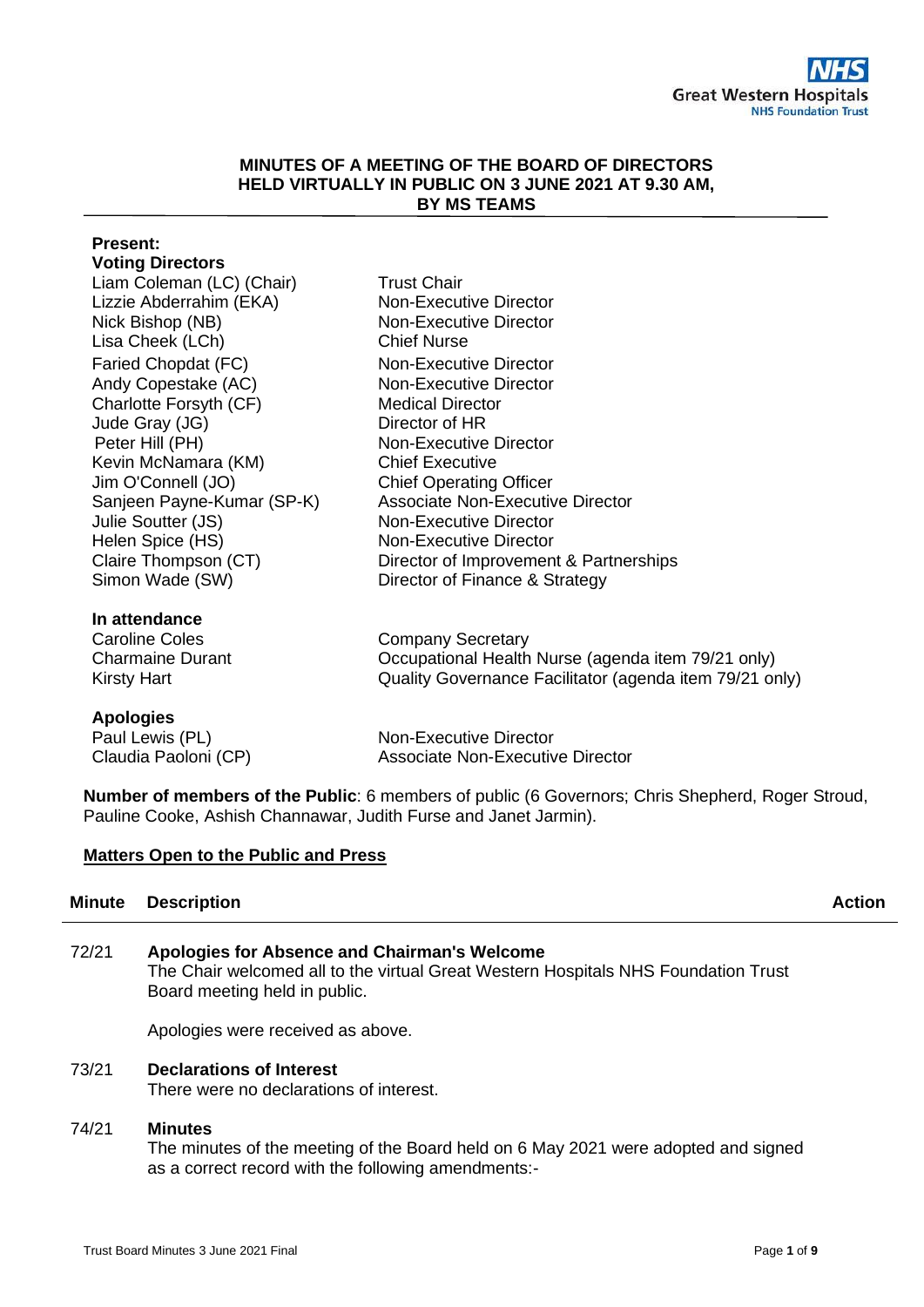**MINUTES OF A MEETING OF THE BOARD OF DIRECTORS HELD VIRTUALLY IN PUBLIC ON 3 JUNE 2021 AT 9.30 AM, BY MS TEAMS**

**Present:**

**Voting Directors**

| | |
|---|---|
| Liam Coleman (LC) (Chair) | Trust Chair |
| Lizzie Abderrahim (EKA) | Non-Executive Director |
| Nick Bishop (NB) | Non-Executive Director |
| Lisa Cheek (LCh) | Chief Nurse |
| Faried Chopdat (FC) | Non-Executive Director |
| Andy Copestake (AC) | Non-Executive Director |
| Charlotte Forsyth (CF) | Medical Director |
| Jude Gray (JG) | Director of HR |
| Peter Hill (PH) | Non-Executive Director |
| Kevin McNamara (KM) | Chief Executive |
| Jim O'Connell (JO) | Chief Operating Officer |
| Sanjeen Payne-Kumar (SP-K) | Associate Non-Executive Director |
| Julie Soutter (JS) | Non-Executive Director |
| Helen Spice (HS) | Non-Executive Director |
| Claire Thompson (CT) | Director of Improvement & Partnerships |
| Simon Wade (SW) | Director of Finance & Strategy |

**In attendance**

| | |
|---|---|
| Caroline Coles | Company Secretary |
| Charmaine Durant | Occupational Health Nurse (agenda item 79/21 only) |
| Kirsty Hart | Quality Governance Facilitator (agenda item 79/21 only) |

**Apologies**

| | |
|---|---|
| Paul Lewis (PL) | Non-Executive Director |
| Claudia Paoloni (CP) | Associate Non-Executive Director |

**Number of members of the Public**: 6 members of public (6 Governors; Chris Shepherd, Roger Stroud, Pauline Cooke, Ashish Channawar, Judith Furse and Janet Jarmin).

**Matters Open to the Public and Press**

| Minute | Description | Action |
|---|---|---|
| 72/21 | **Apologies for Absence and Chairman's Welcome**<br>The Chair welcomed all to the virtual Great Western Hospitals NHS Foundation Trust Board meeting held in public.<br><br>Apologies were received as above. | |
| 73/21 | **Declarations of Interest**<br>There were no declarations of interest. | |
| 74/21 | **Minutes**<br>The minutes of the meeting of the Board held on 6 May 2021 were adopted and signed as a correct record with the following amendments:- | |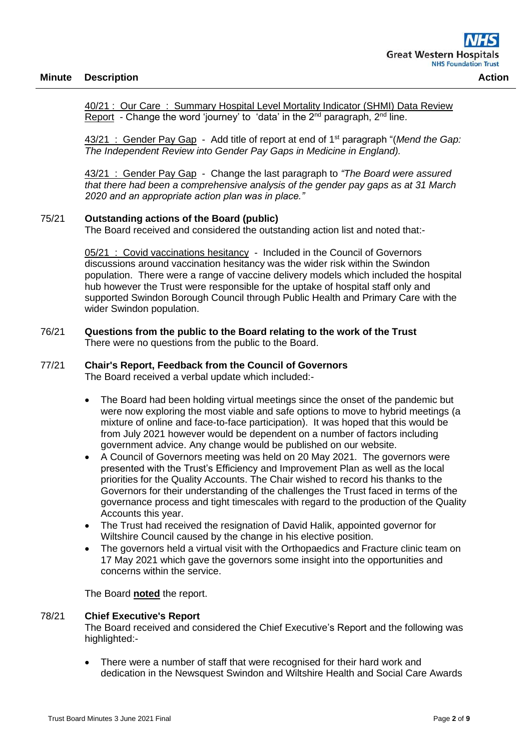| Minute | Description | Action |
|---|---|---|

40/21 : Our Care : Summary Hospital Level Mortality Indicator (SHMI) Data Review Report - Change the word 'journey' to 'data' in the 2nd paragraph, 2nd line.

43/21 : Gender Pay Gap - Add title of report at end of 1st paragraph "(*Mend the Gap: The Independent Review into Gender Pay Gaps in Medicine in England).*

43/21 : Gender Pay Gap - Change the last paragraph to *"The Board were assured that there had been a comprehensive analysis of the gender pay gaps as at 31 March 2020 and an appropriate action plan was in place."*

**75/21 Outstanding actions of the Board (public)**

The Board received and considered the outstanding action list and noted that:-

05/21 : Covid vaccinations hesitancy - Included in the Council of Governors discussions around vaccination hesitancy was the wider risk within the Swindon population. There were a range of vaccine delivery models which included the hospital hub however the Trust were responsible for the uptake of hospital staff only and supported Swindon Borough Council through Public Health and Primary Care with the wider Swindon population.

**76/21 Questions from the public to the Board relating to the work of the Trust**

There were no questions from the public to the Board.

**77/21 Chair's Report, Feedback from the Council of Governors**

The Board received a verbal update which included:-

- The Board had been holding virtual meetings since the onset of the pandemic but were now exploring the most viable and safe options to move to hybrid meetings (a mixture of online and face-to-face participation). It was hoped that this would be from July 2021 however would be dependent on a number of factors including government advice. Any change would be published on our website.
- A Council of Governors meeting was held on 20 May 2021. The governors were presented with the Trust's Efficiency and Improvement Plan as well as the local priorities for the Quality Accounts. The Chair wished to record his thanks to the Governors for their understanding of the challenges the Trust faced in terms of the governance process and tight timescales with regard to the production of the Quality Accounts this year.
- The Trust had received the resignation of David Halik, appointed governor for Wiltshire Council caused by the change in his elective position.
- The governors held a virtual visit with the Orthopaedics and Fracture clinic team on 17 May 2021 which gave the governors some insight into the opportunities and concerns within the service.

The Board **noted** the report.

**78/21 Chief Executive's Report**

The Board received and considered the Chief Executive's Report and the following was highlighted:-

- There were a number of staff that were recognised for their hard work and dedication in the Newsquest Swindon and Wiltshire Health and Social Care Awards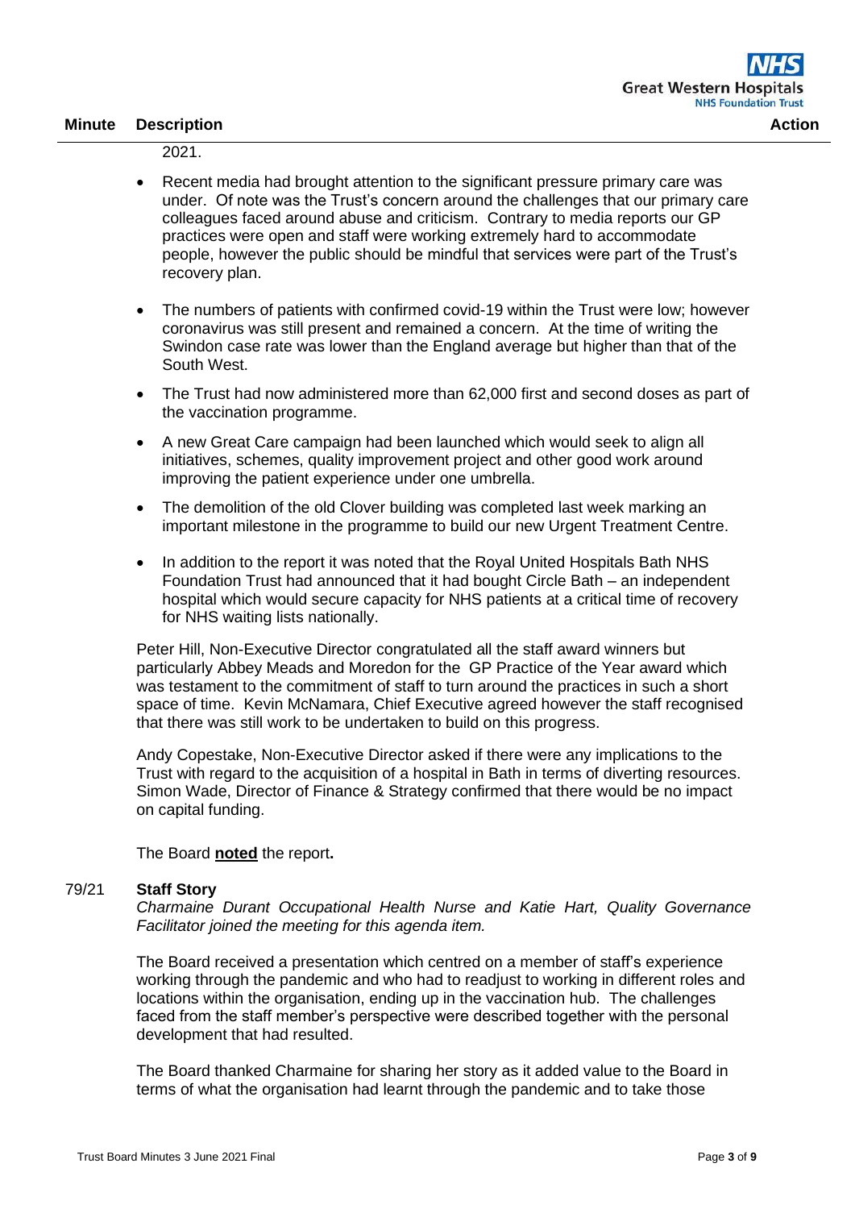2021.

- Recent media had brought attention to the significant pressure primary care was under. Of note was the Trust's concern around the challenges that our primary care colleagues faced around abuse and criticism. Contrary to media reports our GP practices were open and staff were working extremely hard to accommodate people, however the public should be mindful that services were part of the Trust's recovery plan.
- The numbers of patients with confirmed covid-19 within the Trust were low; however coronavirus was still present and remained a concern. At the time of writing the Swindon case rate was lower than the England average but higher than that of the South West.
- The Trust had now administered more than 62,000 first and second doses as part of the vaccination programme.
- A new Great Care campaign had been launched which would seek to align all initiatives, schemes, quality improvement project and other good work around improving the patient experience under one umbrella.
- The demolition of the old Clover building was completed last week marking an important milestone in the programme to build our new Urgent Treatment Centre.
- In addition to the report it was noted that the Royal United Hospitals Bath NHS Foundation Trust had announced that it had bought Circle Bath – an independent hospital which would secure capacity for NHS patients at a critical time of recovery for NHS waiting lists nationally.

Peter Hill, Non-Executive Director congratulated all the staff award winners but particularly Abbey Meads and Moredon for the GP Practice of the Year award which was testament to the commitment of staff to turn around the practices in such a short space of time. Kevin McNamara, Chief Executive agreed however the staff recognised that there was still work to be undertaken to build on this progress.

Andy Copestake, Non-Executive Director asked if there were any implications to the Trust with regard to the acquisition of a hospital in Bath in terms of diverting resources. Simon Wade, Director of Finance & Strategy confirmed that there would be no impact on capital funding.

The Board **noted** the report**.**

**79/21 Staff Story**

*Charmaine Durant Occupational Health Nurse and Katie Hart, Quality Governance Facilitator joined the meeting for this agenda item.*

The Board received a presentation which centred on a member of staff's experience working through the pandemic and who had to readjust to working in different roles and locations within the organisation, ending up in the vaccination hub. The challenges faced from the staff member's perspective were described together with the personal development that had resulted.

The Board thanked Charmaine for sharing her story as it added value to the Board in terms of what the organisation had learnt through the pandemic and to take those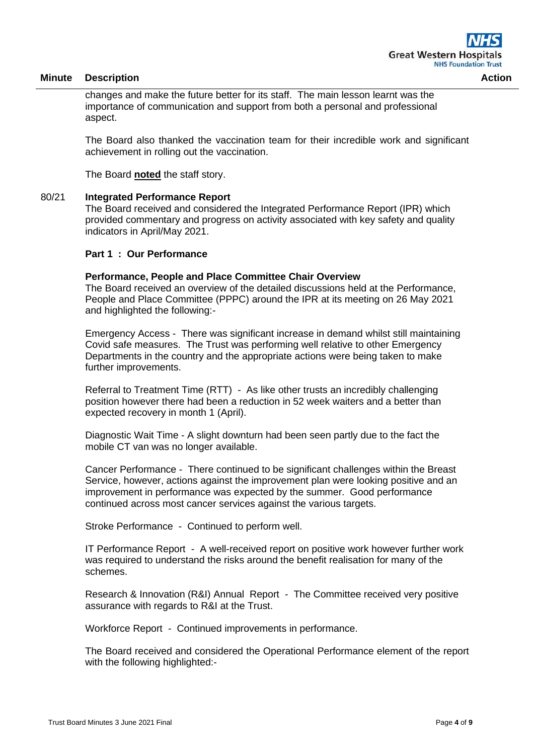| Minute | Description | Action |
|---|---|---|

changes and make the future better for its staff. The main lesson learnt was the importance of communication and support from both a personal and professional aspect.

The Board also thanked the vaccination team for their incredible work and significant achievement in rolling out the vaccination.

The Board **noted** the staff story.

80/21 **Integrated Performance Report**

The Board received and considered the Integrated Performance Report (IPR) which provided commentary and progress on activity associated with key safety and quality indicators in April/May 2021.

**Part 1 : Our Performance**

**Performance, People and Place Committee Chair Overview**

The Board received an overview of the detailed discussions held at the Performance, People and Place Committee (PPPC) around the IPR at its meeting on 26 May 2021 and highlighted the following:-

Emergency Access - There was significant increase in demand whilst still maintaining Covid safe measures. The Trust was performing well relative to other Emergency Departments in the country and the appropriate actions were being taken to make further improvements.

Referral to Treatment Time (RTT) - As like other trusts an incredibly challenging position however there had been a reduction in 52 week waiters and a better than expected recovery in month 1 (April).

Diagnostic Wait Time - A slight downturn had been seen partly due to the fact the mobile CT van was no longer available.

Cancer Performance - There continued to be significant challenges within the Breast Service, however, actions against the improvement plan were looking positive and an improvement in performance was expected by the summer. Good performance continued across most cancer services against the various targets.

Stroke Performance - Continued to perform well.

IT Performance Report - A well-received report on positive work however further work was required to understand the risks around the benefit realisation for many of the schemes.

Research & Innovation (R&I) Annual Report - The Committee received very positive assurance with regards to R&I at the Trust.

Workforce Report - Continued improvements in performance.

The Board received and considered the Operational Performance element of the report with the following highlighted:-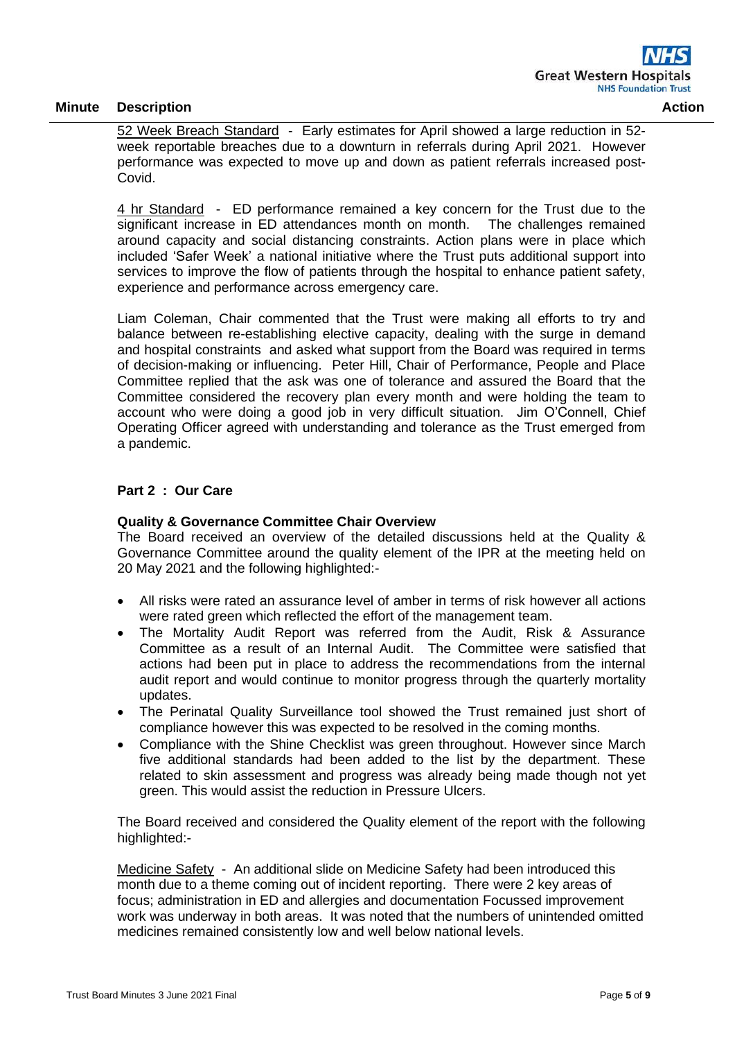| Minute | Description | Action |
|---|---|---|

52 Week Breach Standard - Early estimates for April showed a large reduction in 52-week reportable breaches due to a downturn in referrals during April 2021. However performance was expected to move up and down as patient referrals increased post-Covid.

4 hr Standard - ED performance remained a key concern for the Trust due to the significant increase in ED attendances month on month. The challenges remained around capacity and social distancing constraints. Action plans were in place which included 'Safer Week' a national initiative where the Trust puts additional support into services to improve the flow of patients through the hospital to enhance patient safety, experience and performance across emergency care.

Liam Coleman, Chair commented that the Trust were making all efforts to try and balance between re-establishing elective capacity, dealing with the surge in demand and hospital constraints and asked what support from the Board was required in terms of decision-making or influencing. Peter Hill, Chair of Performance, People and Place Committee replied that the ask was one of tolerance and assured the Board that the Committee considered the recovery plan every month and were holding the team to account who were doing a good job in very difficult situation. Jim O'Connell, Chief Operating Officer agreed with understanding and tolerance as the Trust emerged from a pandemic.

**Part 2 : Our Care**

**Quality & Governance Committee Chair Overview**

The Board received an overview of the detailed discussions held at the Quality & Governance Committee around the quality element of the IPR at the meeting held on 20 May 2021 and the following highlighted:-

- All risks were rated an assurance level of amber in terms of risk however all actions were rated green which reflected the effort of the management team.
- The Mortality Audit Report was referred from the Audit, Risk & Assurance Committee as a result of an Internal Audit. The Committee were satisfied that actions had been put in place to address the recommendations from the internal audit report and would continue to monitor progress through the quarterly mortality updates.
- The Perinatal Quality Surveillance tool showed the Trust remained just short of compliance however this was expected to be resolved in the coming months.
- Compliance with the Shine Checklist was green throughout. However since March five additional standards had been added to the list by the department. These related to skin assessment and progress was already being made though not yet green. This would assist the reduction in Pressure Ulcers.

The Board received and considered the Quality element of the report with the following highlighted:-

Medicine Safety - An additional slide on Medicine Safety had been introduced this month due to a theme coming out of incident reporting. There were 2 key areas of focus; administration in ED and allergies and documentation Focussed improvement work was underway in both areas. It was noted that the numbers of unintended omitted medicines remained consistently low and well below national levels.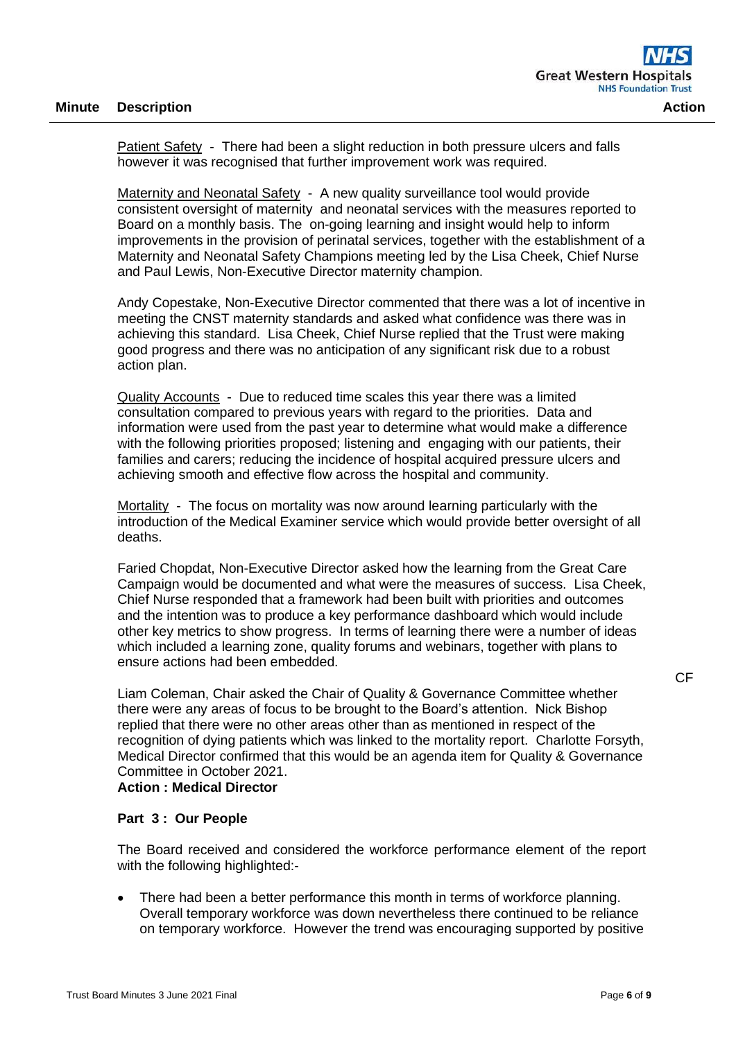| Minute | Description | Action |
|---|---|---|

Patient Safety - There had been a slight reduction in both pressure ulcers and falls however it was recognised that further improvement work was required.

Maternity and Neonatal Safety - A new quality surveillance tool would provide consistent oversight of maternity and neonatal services with the measures reported to Board on a monthly basis. The on-going learning and insight would help to inform improvements in the provision of perinatal services, together with the establishment of a Maternity and Neonatal Safety Champions meeting led by the Lisa Cheek, Chief Nurse and Paul Lewis, Non-Executive Director maternity champion.

Andy Copestake, Non-Executive Director commented that there was a lot of incentive in meeting the CNST maternity standards and asked what confidence was there was in achieving this standard. Lisa Cheek, Chief Nurse replied that the Trust were making good progress and there was no anticipation of any significant risk due to a robust action plan.

Quality Accounts - Due to reduced time scales this year there was a limited consultation compared to previous years with regard to the priorities. Data and information were used from the past year to determine what would make a difference with the following priorities proposed; listening and engaging with our patients, their families and carers; reducing the incidence of hospital acquired pressure ulcers and achieving smooth and effective flow across the hospital and community.

Mortality - The focus on mortality was now around learning particularly with the introduction of the Medical Examiner service which would provide better oversight of all deaths.

Faried Chopdat, Non-Executive Director asked how the learning from the Great Care Campaign would be documented and what were the measures of success. Lisa Cheek, Chief Nurse responded that a framework had been built with priorities and outcomes and the intention was to produce a key performance dashboard which would include other key metrics to show progress. In terms of learning there were a number of ideas which included a learning zone, quality forums and webinars, together with plans to ensure actions had been embedded.

Liam Coleman, Chair asked the Chair of Quality & Governance Committee whether there were any areas of focus to be brought to the Board's attention. Nick Bishop replied that there were no other areas other than as mentioned in respect of the recognition of dying patients which was linked to the mortality report. Charlotte Forsyth, Medical Director confirmed that this would be an agenda item for Quality & Governance Committee in October 2021. — **CF**

**Action : Medical Director**

**Part 3 : Our People**

The Board received and considered the workforce performance element of the report with the following highlighted:-

- There had been a better performance this month in terms of workforce planning. Overall temporary workforce was down nevertheless there continued to be reliance on temporary workforce. However the trend was encouraging supported by positive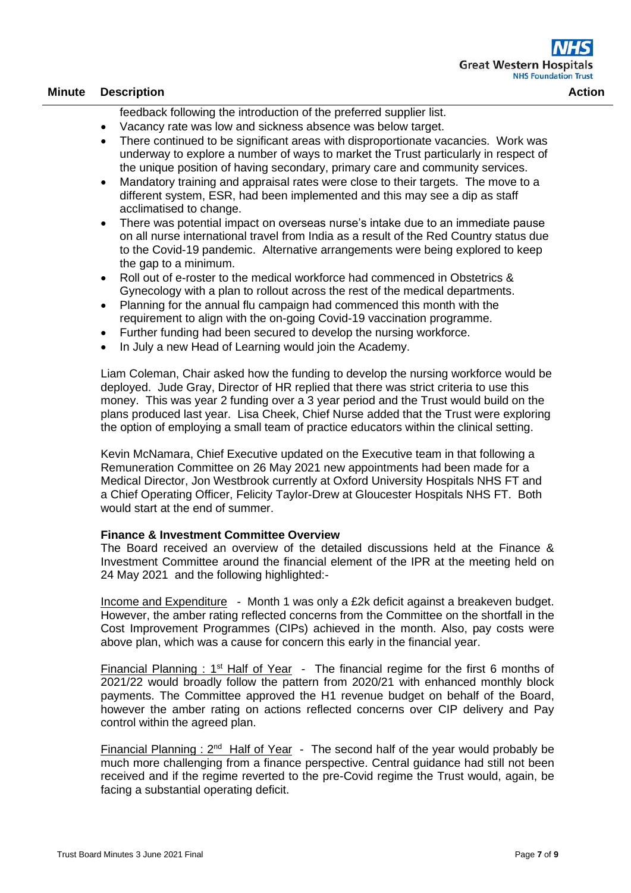| Minute | Description | Action |
|---|---|---|

feedback following the introduction of the preferred supplier list.

- Vacancy rate was low and sickness absence was below target.
- There continued to be significant areas with disproportionate vacancies. Work was underway to explore a number of ways to market the Trust particularly in respect of the unique position of having secondary, primary care and community services.
- Mandatory training and appraisal rates were close to their targets. The move to a different system, ESR, had been implemented and this may see a dip as staff acclimatised to change.
- There was potential impact on overseas nurse's intake due to an immediate pause on all nurse international travel from India as a result of the Red Country status due to the Covid-19 pandemic. Alternative arrangements were being explored to keep the gap to a minimum.
- Roll out of e-roster to the medical workforce had commenced in Obstetrics & Gynecology with a plan to rollout across the rest of the medical departments.
- Planning for the annual flu campaign had commenced this month with the requirement to align with the on-going Covid-19 vaccination programme.
- Further funding had been secured to develop the nursing workforce.
- In July a new Head of Learning would join the Academy.

Liam Coleman, Chair asked how the funding to develop the nursing workforce would be deployed. Jude Gray, Director of HR replied that there was strict criteria to use this money. This was year 2 funding over a 3 year period and the Trust would build on the plans produced last year. Lisa Cheek, Chief Nurse added that the Trust were exploring the option of employing a small team of practice educators within the clinical setting.

Kevin McNamara, Chief Executive updated on the Executive team in that following a Remuneration Committee on 26 May 2021 new appointments had been made for a Medical Director, Jon Westbrook currently at Oxford University Hospitals NHS FT and a Chief Operating Officer, Felicity Taylor-Drew at Gloucester Hospitals NHS FT. Both would start at the end of summer.

**Finance & Investment Committee Overview**

The Board received an overview of the detailed discussions held at the Finance & Investment Committee around the financial element of the IPR at the meeting held on 24 May 2021 and the following highlighted:-

Income and Expenditure - Month 1 was only a £2k deficit against a breakeven budget. However, the amber rating reflected concerns from the Committee on the shortfall in the Cost Improvement Programmes (CIPs) achieved in the month. Also, pay costs were above plan, which was a cause for concern this early in the financial year.

Financial Planning : 1st Half of Year - The financial regime for the first 6 months of 2021/22 would broadly follow the pattern from 2020/21 with enhanced monthly block payments. The Committee approved the H1 revenue budget on behalf of the Board, however the amber rating on actions reflected concerns over CIP delivery and Pay control within the agreed plan.

Financial Planning : 2nd Half of Year - The second half of the year would probably be much more challenging from a finance perspective. Central guidance had still not been received and if the regime reverted to the pre-Covid regime the Trust would, again, be facing a substantial operating deficit.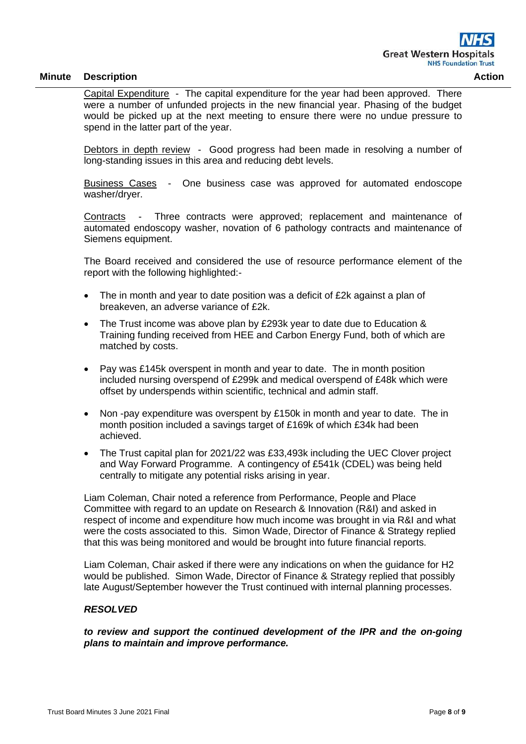| Minute | Description | Action |
|---|---|---|

Capital Expenditure - The capital expenditure for the year had been approved. There were a number of unfunded projects in the new financial year. Phasing of the budget would be picked up at the next meeting to ensure there were no undue pressure to spend in the latter part of the year.

Debtors in depth review - Good progress had been made in resolving a number of long-standing issues in this area and reducing debt levels.

Business Cases - One business case was approved for automated endoscope washer/dryer.

Contracts - Three contracts were approved; replacement and maintenance of automated endoscopy washer, novation of 6 pathology contracts and maintenance of Siemens equipment.

The Board received and considered the use of resource performance element of the report with the following highlighted:-

- The in month and year to date position was a deficit of £2k against a plan of breakeven, an adverse variance of £2k.
- The Trust income was above plan by £293k year to date due to Education & Training funding received from HEE and Carbon Energy Fund, both of which are matched by costs.
- Pay was £145k overspent in month and year to date. The in month position included nursing overspend of £299k and medical overspend of £48k which were offset by underspends within scientific, technical and admin staff.
- Non -pay expenditure was overspent by £150k in month and year to date. The in month position included a savings target of £169k of which £34k had been achieved.
- The Trust capital plan for 2021/22 was £33,493k including the UEC Clover project and Way Forward Programme. A contingency of £541k (CDEL) was being held centrally to mitigate any potential risks arising in year.

Liam Coleman, Chair noted a reference from Performance, People and Place Committee with regard to an update on Research & Innovation (R&I) and asked in respect of income and expenditure how much income was brought in via R&I and what were the costs associated to this. Simon Wade, Director of Finance & Strategy replied that this was being monitored and would be brought into future financial reports.

Liam Coleman, Chair asked if there were any indications on when the guidance for H2 would be published. Simon Wade, Director of Finance & Strategy replied that possibly late August/September however the Trust continued with internal planning processes.

***RESOLVED***

***to review and support the continued development of the IPR and the on-going plans to maintain and improve performance.***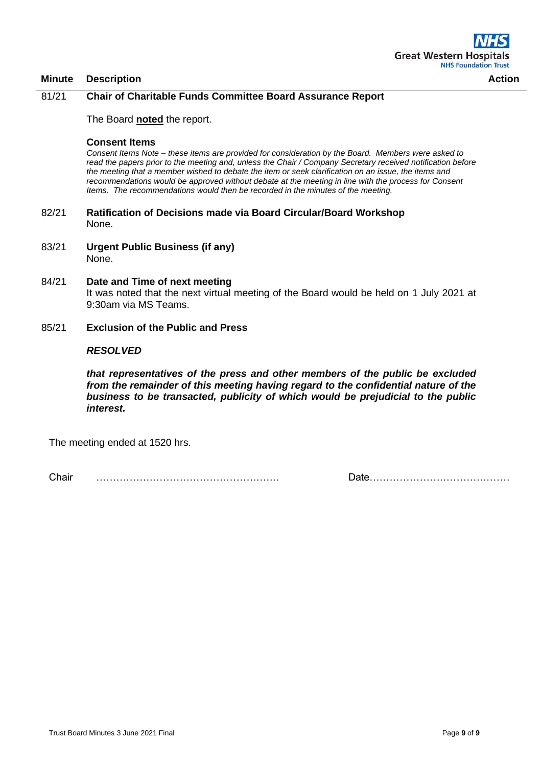| Minute | Description | Action |
|---|---|---|
| 81/21 | **Chair of Charitable Funds Committee Board Assurance Report** | |
| | The Board **noted** the report. | |
| | **Consent Items** | |
| | *Consent Items Note – these items are provided for consideration by the Board. Members were asked to read the papers prior to the meeting and, unless the Chair / Company Secretary received notification before the meeting that a member wished to debate the item or seek clarification on an issue, the items and recommendations would be approved without debate at the meeting in line with the process for Consent Items. The recommendations would then be recorded in the minutes of the meeting.* | |
| 82/21 | **Ratification of Decisions made via Board Circular/Board Workshop** None. | |
| 83/21 | **Urgent Public Business (if any)** None. | |
| 84/21 | **Date and Time of next meeting** It was noted that the next virtual meeting of the Board would be held on 1 July 2021 at 9:30am via MS Teams. | |
| 85/21 | **Exclusion of the Public and Press** | |
| | ***RESOLVED*** | |
| | ***that representatives of the press and other members of the public be excluded from the remainder of this meeting having regard to the confidential nature of the business to be transacted, publicity of which would be prejudicial to the public interest.*** | |

The meeting ended at 1520 hrs.

Chair ………………………………………………. Date……………………………………